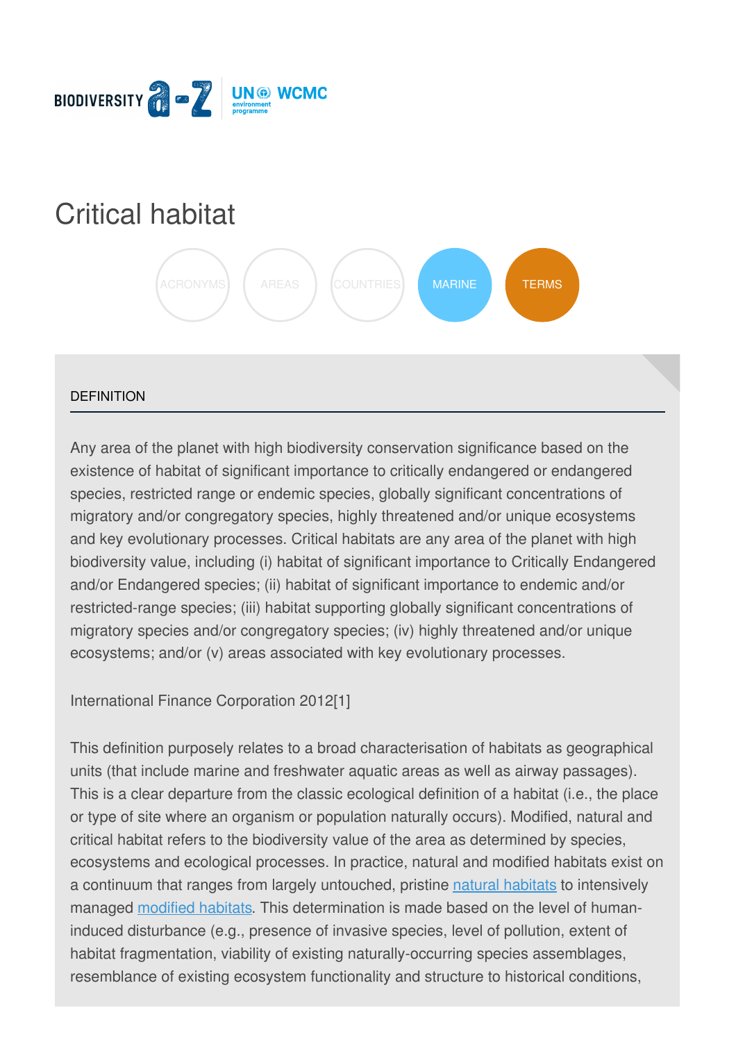# Critical habitat

ACRONYMS AREAS COUNTRIES MARINE TERMS

## DEFINITION

Any area of the planet with high biodiversity conservation significance based on the existence of habitat of significant importance to critically endangered or endangered species, restricted range or endemic species, globally significant concentrations of migratory and/or congregatory species, highly threatened and/or unique ecosystems and key evolutionary processes. Critical habitats are any area of the planet with high biodiversity value, including (i) habitat of significant importance to Critically Endangered and/or Endangered species; (ii) habitat of significant importance to endemic and/or restricted-range species; (iii) habitat supporting globally significant concentrations of migratory species and/or congregatory species; (iv) highly threatened and/or unique ecosystems; and/or (v) areas associated with key evolutionary processes.

International Finance Corporation 2012[1]

This definition purposely relates to a broad characterisation of habitats as geographical units (that include marine and freshwater aquatic areas as well as airway passages). This is a clear departure from the classic ecological definition of a habitat (i.e., the place or type of site where an organism or population naturally occurs). Modified, natural and critical habitat refers to the biodiversity value of the area as determined by species, ecosystems and ecological processes. In practice, natural and modified habitats exist on a continuum that ranges from largely untouched, pristine [natural habitats]() to intensively managed [modified habitats](). This determination is made based on the level of human-induced disturbance (e.g., presence of invasive species, level of pollution, extent of habitat fragmentation, viability of existing naturally-occurring species assemblages, resemblance of existing ecosystem functionality and structure to historical conditions,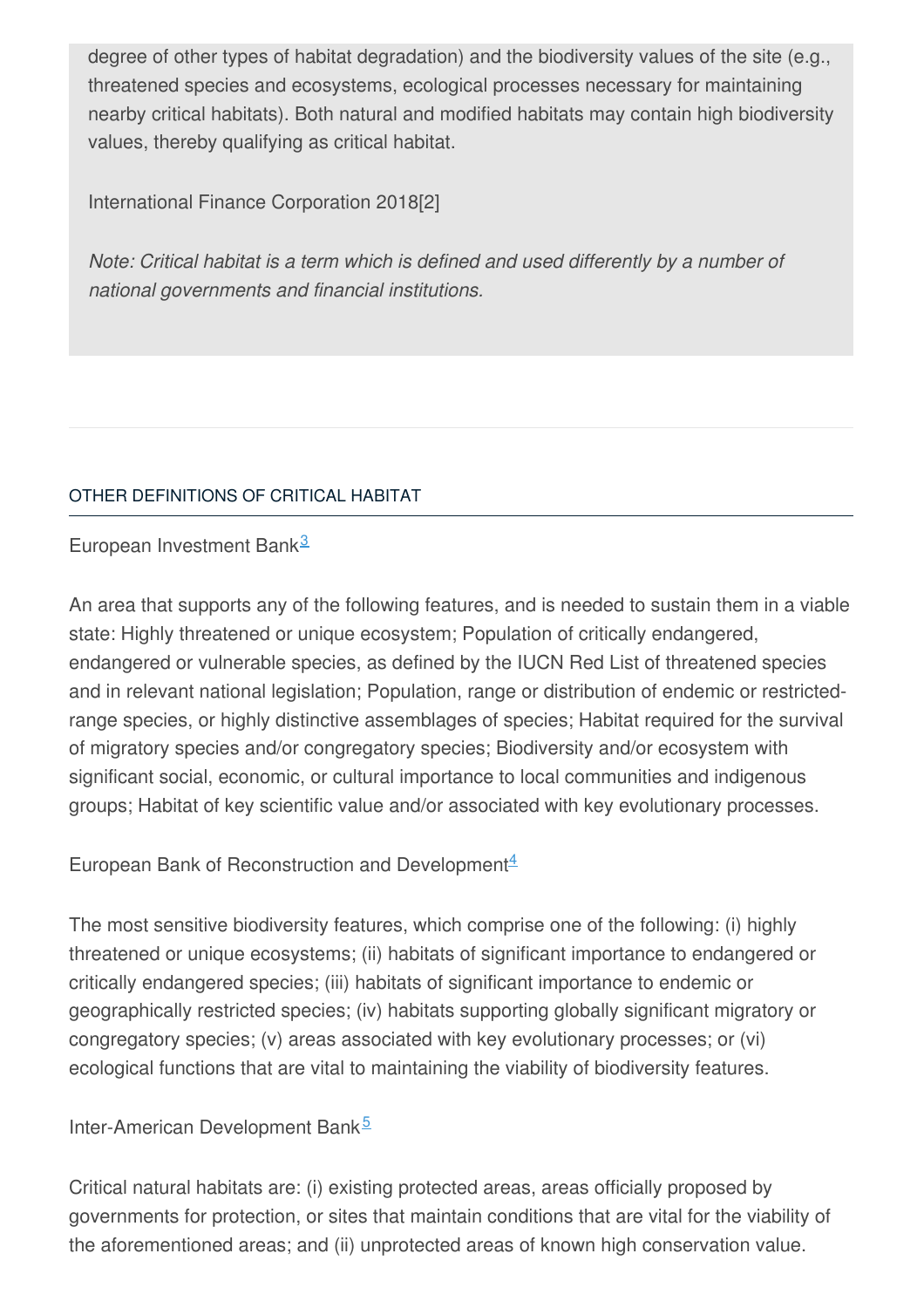degree of other types of habitat degradation) and the biodiversity values of the site (e.g., threatened species and ecosystems, ecological processes necessary for maintaining nearby critical habitats). Both natural and modified habitats may contain high biodiversity values, thereby qualifying as critical habitat.

International Finance Corporation 2018[2]

*Note: Critical habitat is a term which is defined and used differently by a number of national governments and financial institutions.*

---

## OTHER DEFINITIONS OF CRITICAL HABITAT

European Investment Bank[3]

An area that supports any of the following features, and is needed to sustain them in a viable state: Highly threatened or unique ecosystem; Population of critically endangered, endangered or vulnerable species, as defined by the IUCN Red List of threatened species and in relevant national legislation; Population, range or distribution of endemic or restricted-range species, or highly distinctive assemblages of species; Habitat required for the survival of migratory species and/or congregatory species; Biodiversity and/or ecosystem with significant social, economic, or cultural importance to local communities and indigenous groups; Habitat of key scientific value and/or associated with key evolutionary processes.

European Bank of Reconstruction and Development[4]

The most sensitive biodiversity features, which comprise one of the following: (i) highly threatened or unique ecosystems; (ii) habitats of significant importance to endangered or critically endangered species; (iii) habitats of significant importance to endemic or geographically restricted species; (iv) habitats supporting globally significant migratory or congregatory species; (v) areas associated with key evolutionary processes; or (vi) ecological functions that are vital to maintaining the viability of biodiversity features.

Inter-American Development Bank[5]

Critical natural habitats are: (i) existing protected areas, areas officially proposed by governments for protection, or sites that maintain conditions that are vital for the viability of the aforementioned areas; and (ii) unprotected areas of known high conservation value.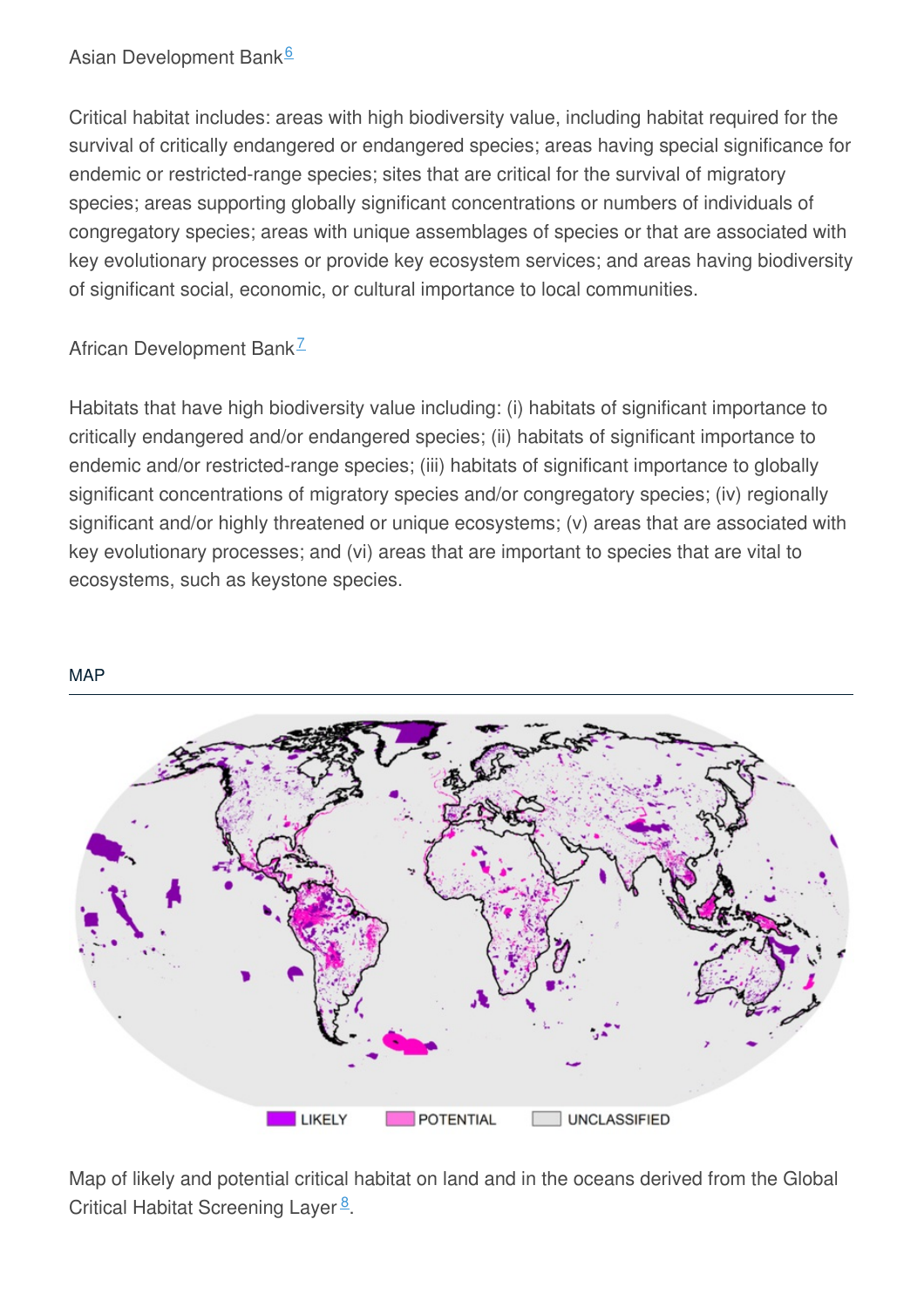Asian Development Bank[6]

Critical habitat includes: areas with high biodiversity value, including habitat required for the survival of critically endangered or endangered species; areas having special significance for endemic or restricted-range species; sites that are critical for the survival of migratory species; areas supporting globally significant concentrations or numbers of individuals of congregatory species; areas with unique assemblages of species or that are associated with key evolutionary processes or provide key ecosystem services; and areas having biodiversity of significant social, economic, or cultural importance to local communities.

African Development Bank[7]

Habitats that have high biodiversity value including: (i) habitats of significant importance to critically endangered and/or endangered species; (ii) habitats of significant importance to endemic and/or restricted-range species; (iii) habitats of significant importance to globally significant concentrations of migratory species and/or congregatory species; (iv) regionally significant and/or highly threatened or unique ecosystems; (v) areas that are associated with key evolutionary processes; and (vi) areas that are important to species that are vital to ecosystems, such as keystone species.

## MAP

LIKELY POTENTIAL UNCLASSIFIED

Map of likely and potential critical habitat on land and in the oceans derived from the Global Critical Habitat Screening Layer[8].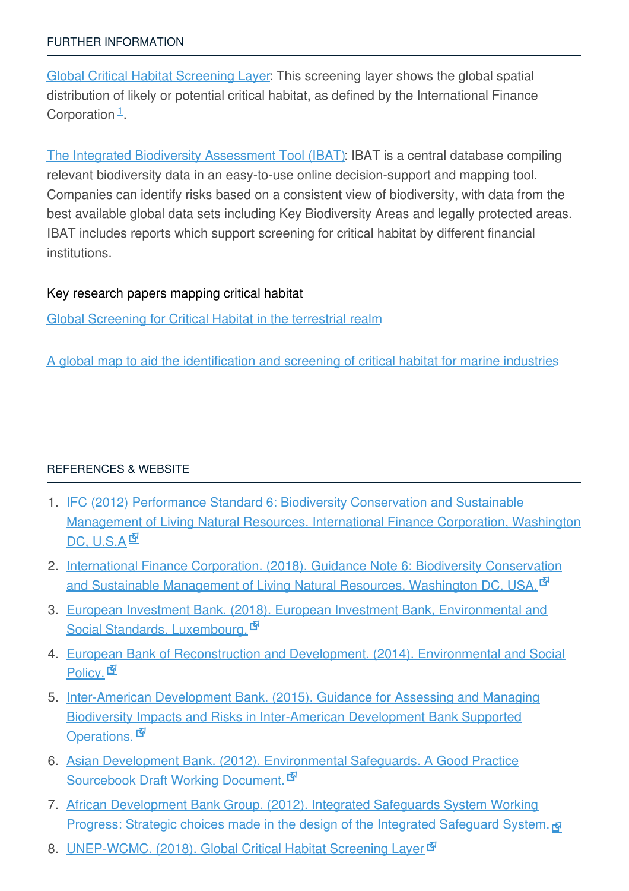## FURTHER INFORMATION

Global Critical Habitat Screening Layer: This screening layer shows the global spatial distribution of likely or potential critical habitat, as defined by the International Finance Corporation [1].

The Integrated Biodiversity Assessment Tool (IBAT): IBAT is a central database compiling relevant biodiversity data in an easy-to-use online decision-support and mapping tool. Companies can identify risks based on a consistent view of biodiversity, with data from the best available global data sets including Key Biodiversity Areas and legally protected areas. IBAT includes reports which support screening for critical habitat by different financial institutions.

### Key research papers mapping critical habitat

Global Screening for Critical Habitat in the terrestrial realm

A global map to aid the identification and screening of critical habitat for marine industries

## REFERENCES & WEBSITE

1. IFC (2012) Performance Standard 6: Biodiversity Conservation and Sustainable Management of Living Natural Resources. International Finance Corporation, Washington DC, U.S.A
2. International Finance Corporation. (2018). Guidance Note 6: Biodiversity Conservation and Sustainable Management of Living Natural Resources. Washington DC, USA.
3. European Investment Bank. (2018). European Investment Bank, Environmental and Social Standards. Luxembourg.
4. European Bank of Reconstruction and Development. (2014). Environmental and Social Policy.
5. Inter-American Development Bank. (2015). Guidance for Assessing and Managing Biodiversity Impacts and Risks in Inter-American Development Bank Supported Operations.
6. Asian Development Bank. (2012). Environmental Safeguards. A Good Practice Sourcebook Draft Working Document.
7. African Development Bank Group. (2012). Integrated Safeguards System Working Progress: Strategic choices made in the design of the Integrated Safeguard System.
8. UNEP-WCMC. (2018). Global Critical Habitat Screening Layer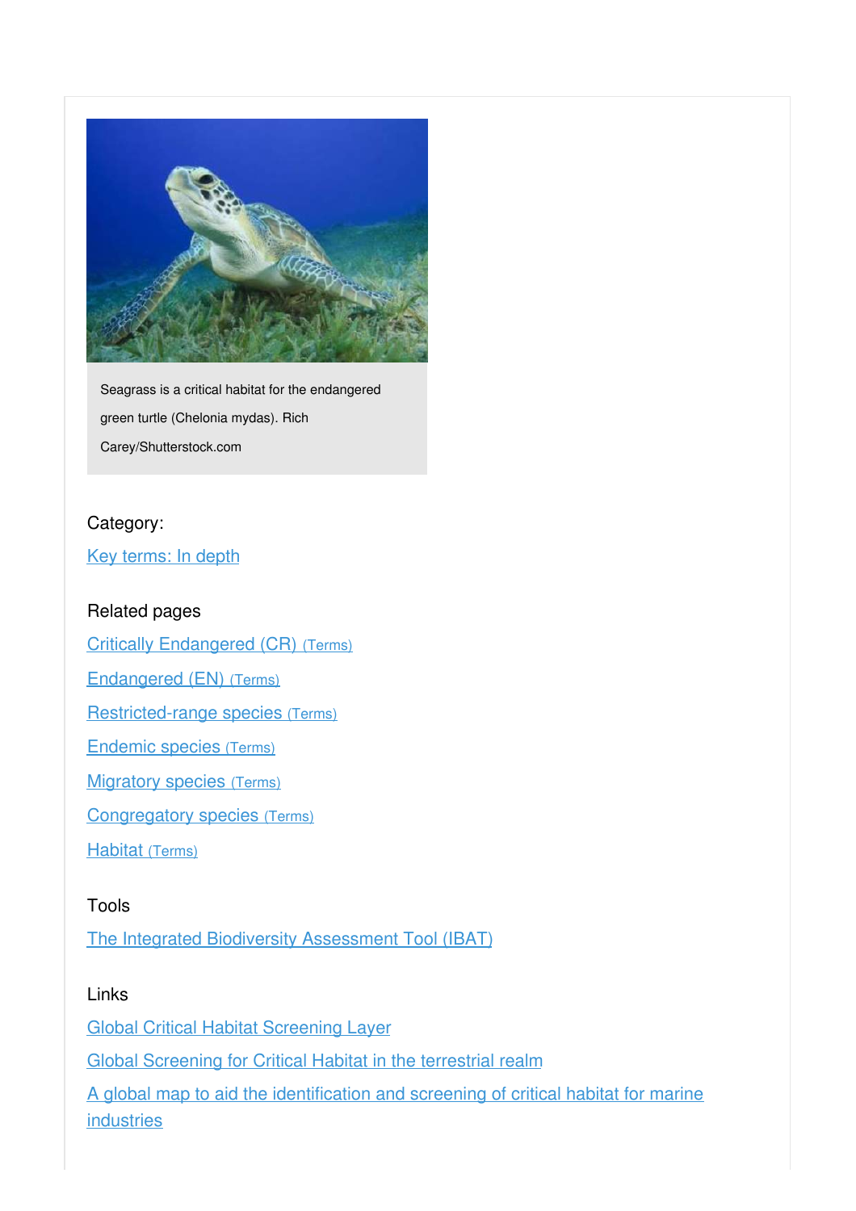Seagrass is a critical habitat for the endangered green turtle (Chelonia mydas). Rich Carey/Shutterstock.com

Category:

Key terms: In depth

Related pages

Critically Endangered (CR) (Terms)

Endangered (EN) (Terms)

Restricted-range species (Terms)

Endemic species (Terms)

Migratory species (Terms)

Congregatory species (Terms)

Habitat (Terms)

Tools

The Integrated Biodiversity Assessment Tool (IBAT)

Links

Global Critical Habitat Screening Layer

Global Screening for Critical Habitat in the terrestrial realm

A global map to aid the identification and screening of critical habitat for marine industries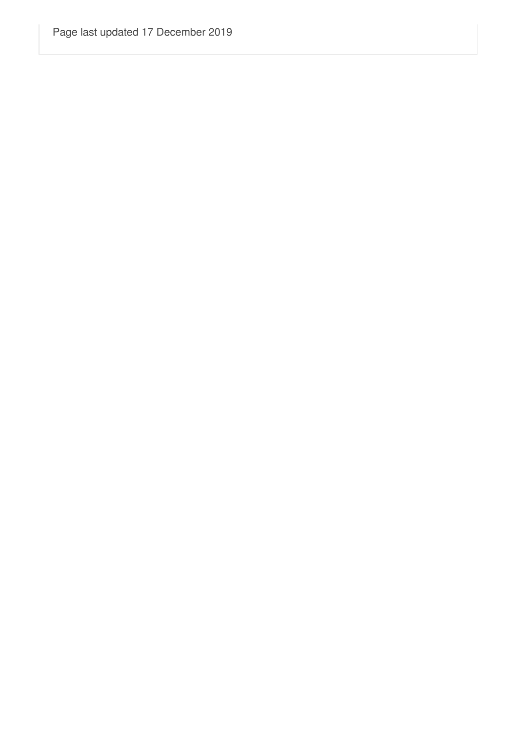Page last updated 17 December 2019